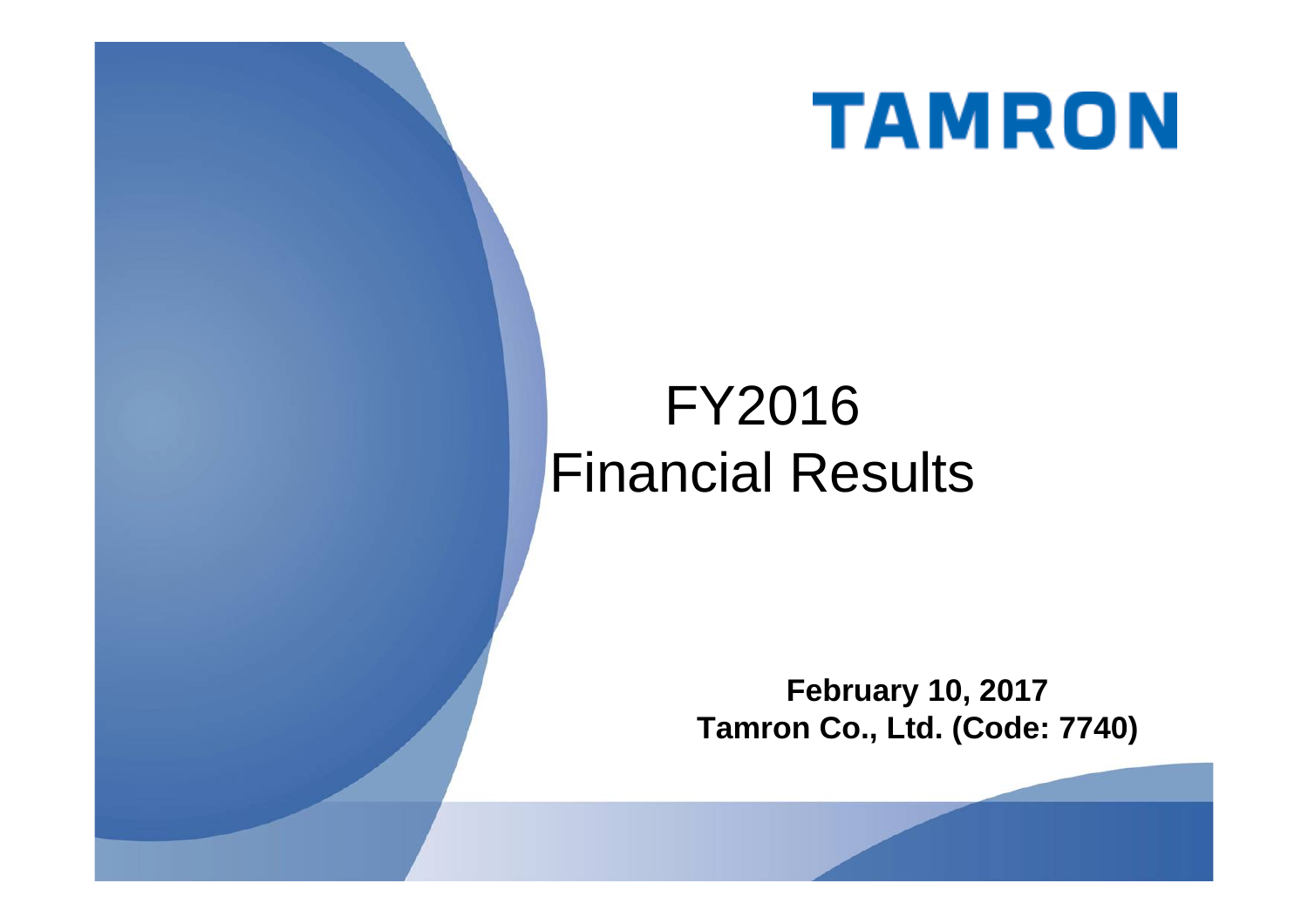# TAMRON

# FY2016 Financial Results

**February 10, 2017**
**Tamron Co., Ltd. (Code: 7740)**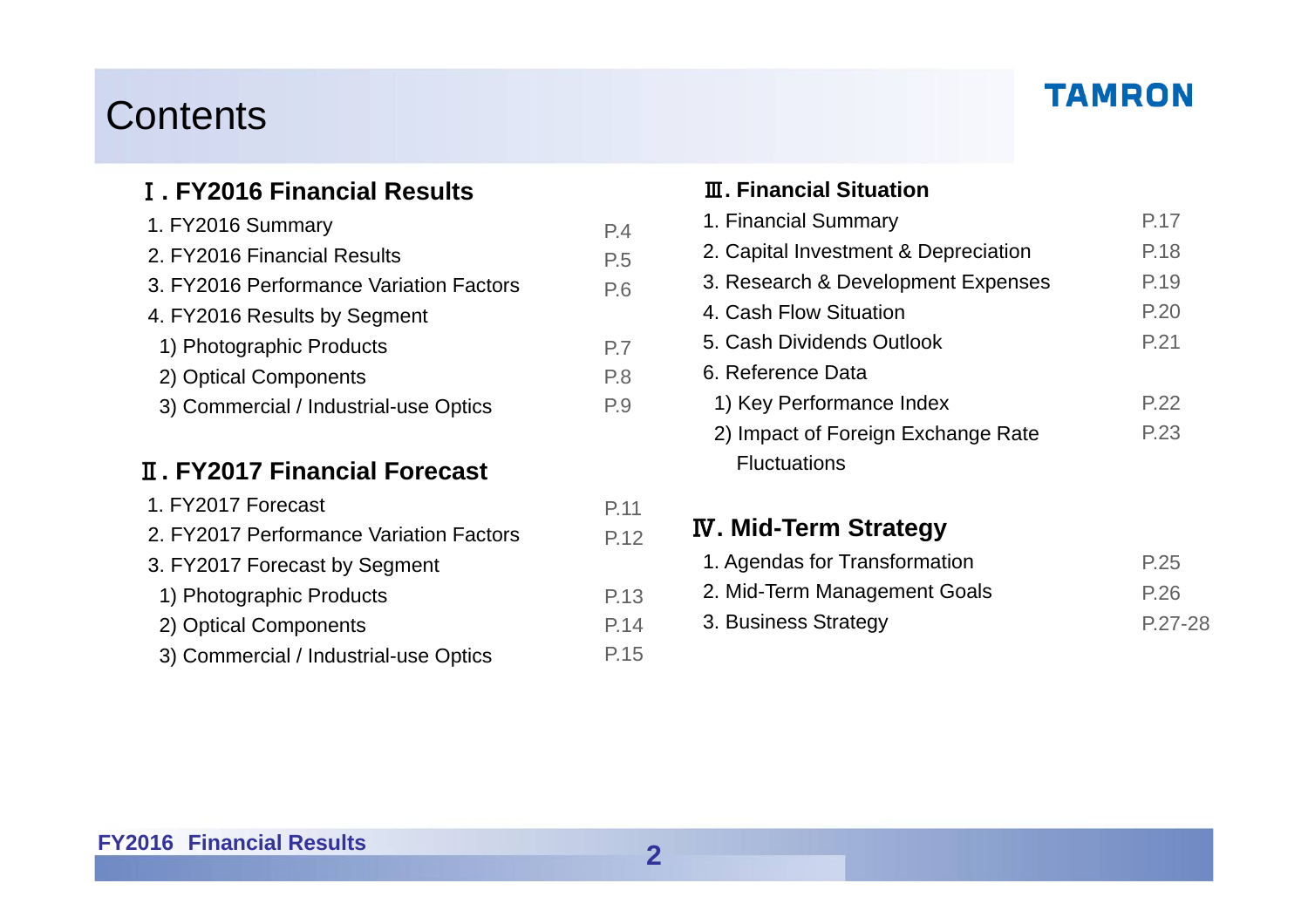# Contents

TAMRON

## Ⅰ. FY2016 Financial Results

| | |
|---|---|
| 1. FY2016 Summary | P.4 |
| 2. FY2016 Financial Results | P.5 |
| 3. FY2016 Performance Variation Factors | P.6 |
| 4. FY2016 Results by Segment | |
| 1) Photographic Products | P.7 |
| 2) Optical Components | P.8 |
| 3) Commercial / Industrial-use Optics | P.9 |

## Ⅱ. FY2017 Financial Forecast

| | |
|---|---|
| 1. FY2017 Forecast | P.11 |
| 2. FY2017 Performance Variation Factors | P.12 |
| 3. FY2017 Forecast by Segment | |
| 1) Photographic Products | P.13 |
| 2) Optical Components | P.14 |
| 3) Commercial / Industrial-use Optics | P.15 |

## Ⅲ. Financial Situation

| | |
|---|---|
| 1. Financial Summary | P.17 |
| 2. Capital Investment & Depreciation | P.18 |
| 3. Research & Development Expenses | P.19 |
| 4. Cash Flow Situation | P.20 |
| 5. Cash Dividends Outlook | P.21 |
| 6. Reference Data | |
| 1) Key Performance Index | P.22 |
| 2) Impact of Foreign Exchange Rate Fluctuations | P.23 |

## Ⅳ. Mid-Term Strategy

| | |
|---|---|
| 1. Agendas for Transformation | P.25 |
| 2. Mid-Term Management Goals | P.26 |
| 3. Business Strategy | P.27-28 |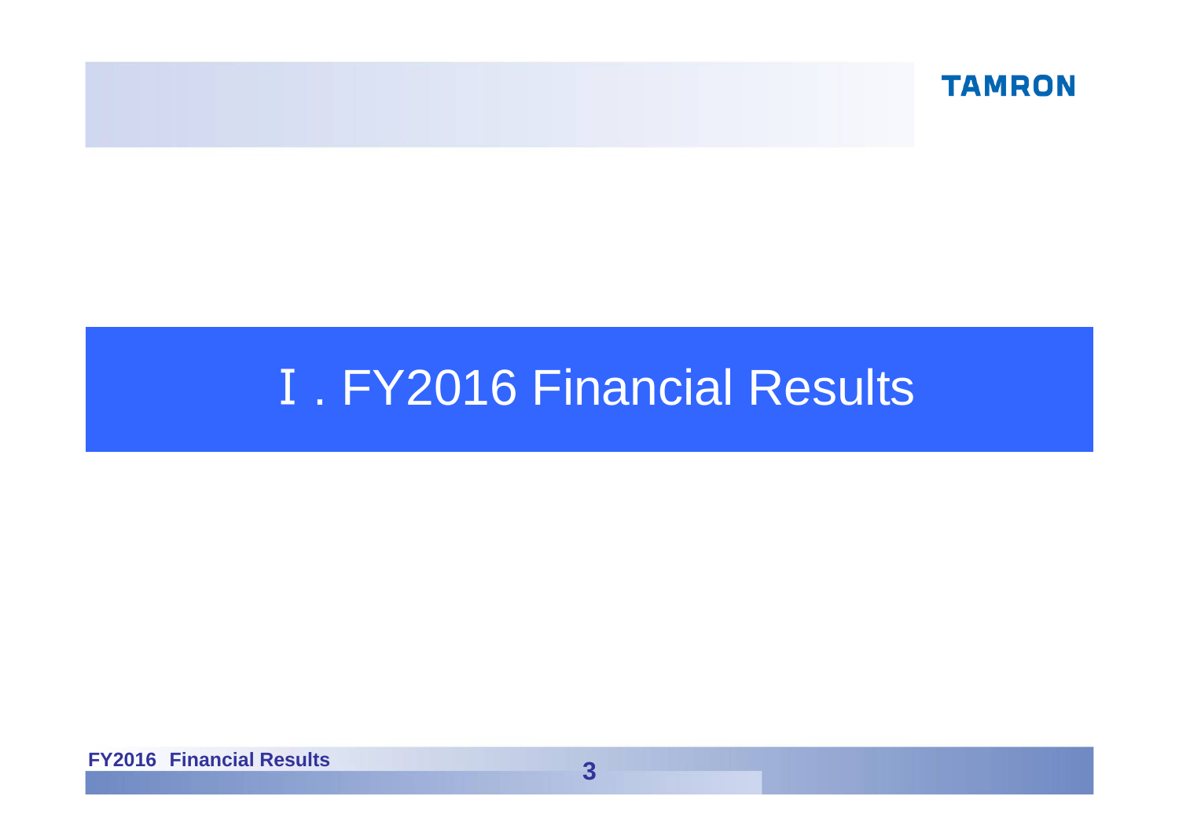# Ⅰ. FY2016 Financial Results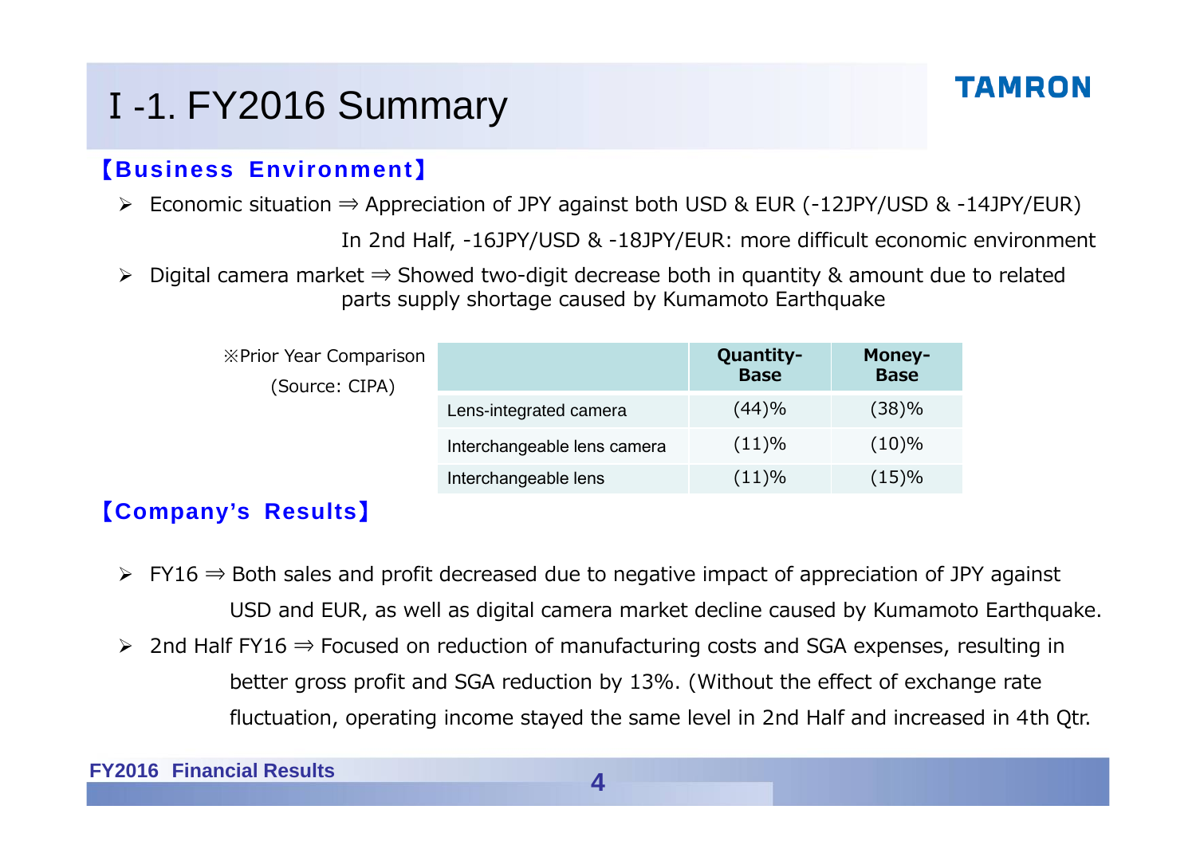# I -1. FY2016 Summary

TAMRON

**【Business Environment】**

- Economic situation ⇒ Appreciation of JPY against both USD & EUR (-12JPY/USD & -14JPY/EUR)
  In 2nd Half, -16JPY/USD & -18JPY/EUR: more difficult economic environment
- Digital camera market ⇒ Showed two-digit decrease both in quantity & amount due to related parts supply shortage caused by Kumamoto Earthquake

※Prior Year Comparison
(Source: CIPA)

| | Quantity-Base | Money-Base |
|---|---|---|
| Lens-integrated camera | (44)% | (38)% |
| Interchangeable lens camera | (11)% | (10)% |
| Interchangeable lens | (11)% | (15)% |

**【Company's Results】**

- FY16 ⇒ Both sales and profit decreased due to negative impact of appreciation of JPY against USD and EUR, as well as digital camera market decline caused by Kumamoto Earthquake.
- 2nd Half FY16 ⇒ Focused on reduction of manufacturing costs and SGA expenses, resulting in better gross profit and SGA reduction by 13%. (Without the effect of exchange rate fluctuation, operating income stayed the same level in 2nd Half and increased in 4th Qtr.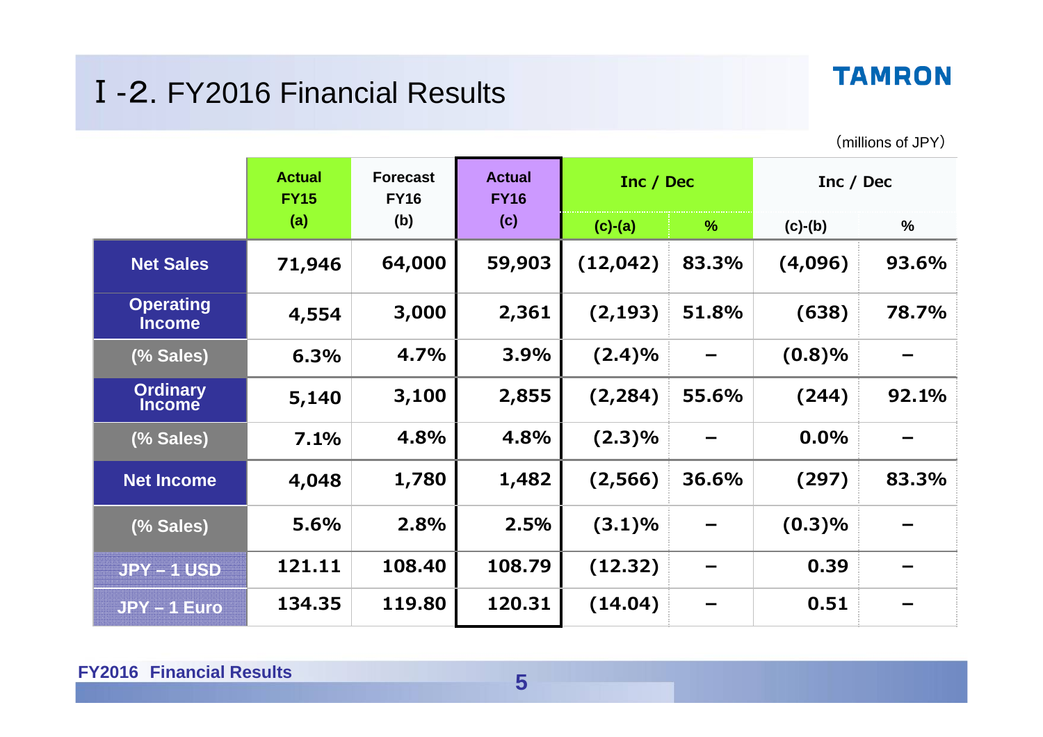# Ⅰ-2. FY2016 Financial Results

TAMRON

(millions of JPY)

| | Actual FY15 (a) | Forecast FY16 (b) | Actual FY16 (c) | Inc / Dec | | Inc / Dec | |
|---|---|---|---|---|---|---|---|
| | | | | (c)-(a) | % | (c)-(b) | % |
| Net Sales | 71,946 | 64,000 | 59,903 | (12,042) | 83.3% | (4,096) | 93.6% |
| Operating Income | 4,554 | 3,000 | 2,361 | (2,193) | 51.8% | (638) | 78.7% |
| (% Sales) | 6.3% | 4.7% | 3.9% | (2.4)% | – | (0.8)% | – |
| Ordinary Income | 5,140 | 3,100 | 2,855 | (2,284) | 55.6% | (244) | 92.1% |
| (% Sales) | 7.1% | 4.8% | 4.8% | (2.3)% | – | 0.0% | – |
| Net Income | 4,048 | 1,780 | 1,482 | (2,566) | 36.6% | (297) | 83.3% |
| (% Sales) | 5.6% | 2.8% | 2.5% | (3.1)% | – | (0.3)% | – |
| JPY – 1 USD | 121.11 | 108.40 | 108.79 | (12.32) | – | 0.39 | – |
| JPY – 1 Euro | 134.35 | 119.80 | 120.31 | (14.04) | – | 0.51 | – |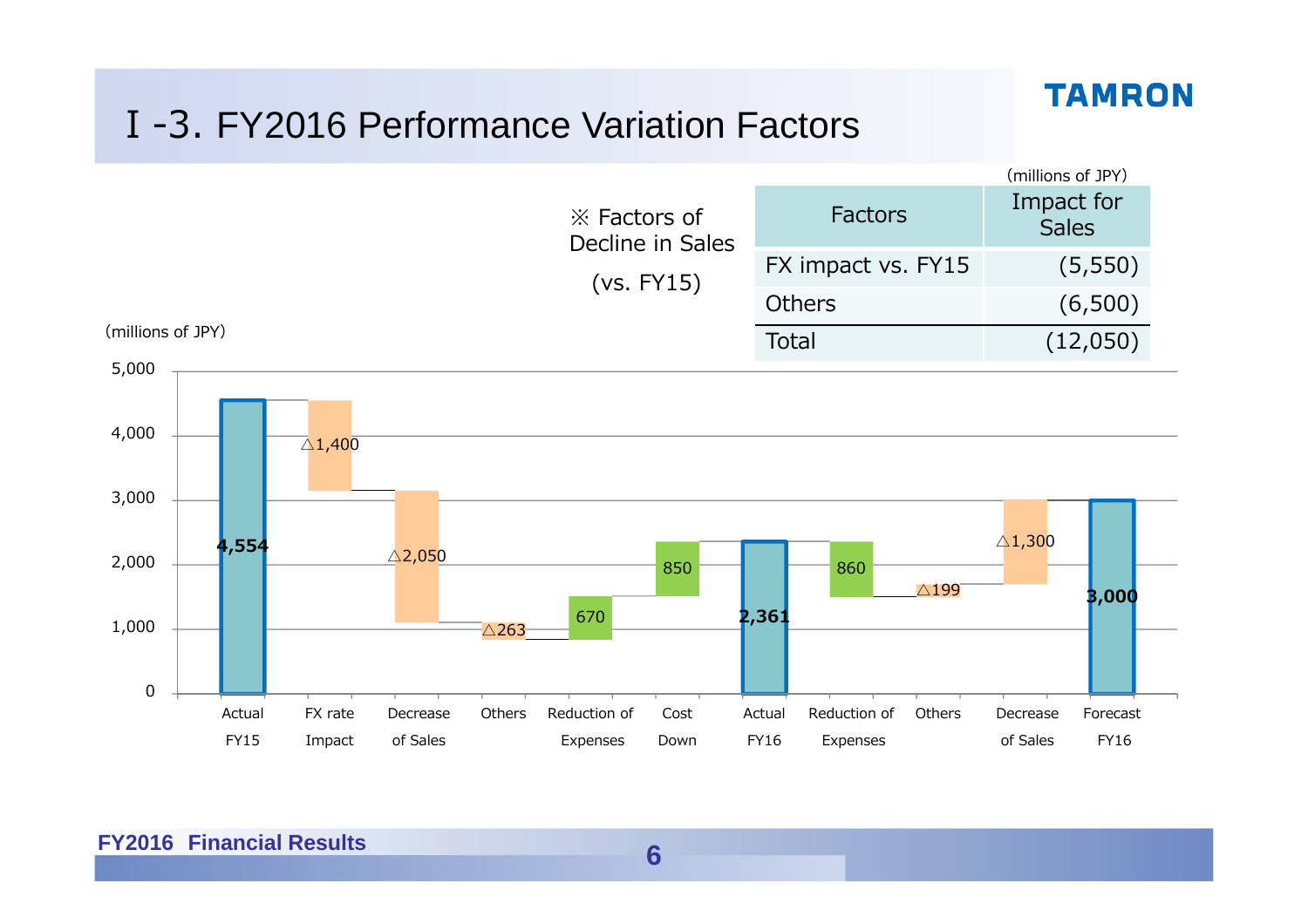# Ⅰ-3. FY2016 Performance Variation Factors

※ Factors of Decline in Sales (vs. FY15)

(millions of JPY)

| Factors | Impact for Sales |
|---|---|
| FX impact vs. FY15 | (5,550) |
| Others | (6,500) |
| Total | (12,050) |

(millions of JPY)

| Item | Value |
|---|---|
| Actual FY15 | 4,554 |
| FX rate Impact | △1,400 |
| Decrease of Sales | △2,050 |
| Others | △263 |
| Reduction of Expenses | 670 |
| Cost Down | 850 |
| Actual FY16 | 2,361 |
| Reduction of Expenses | 860 |
| Others | △199 |
| Decrease of Sales | △1,300 |
| Forecast FY16 | 3,000 |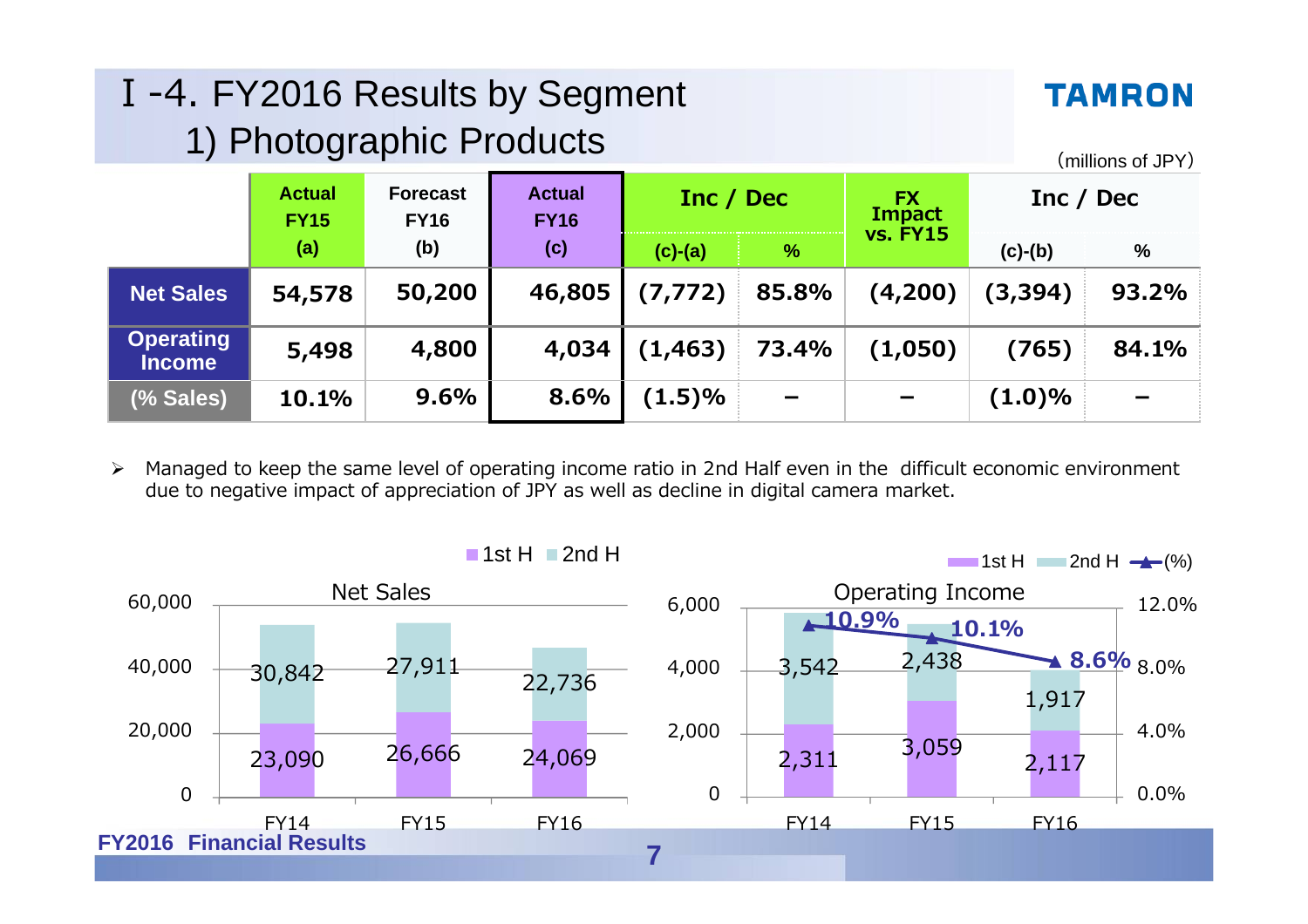# Ⅰ-4. FY2016 Results by Segment
## 1) Photographic Products

TAMRON

(millions of JPY)

| | Actual FY15 (a) | Forecast FY16 (b) | Actual FY16 (c) | Inc / Dec (c)-(a) | Inc / Dec % | FX Impact vs. FY15 | Inc / Dec (c)-(b) | Inc / Dec % |
|---|---|---|---|---|---|---|---|---|
| Net Sales | 54,578 | 50,200 | 46,805 | (7,772) | 85.8% | (4,200) | (3,394) | 93.2% |
| Operating Income | 5,498 | 4,800 | 4,034 | (1,463) | 73.4% | (1,050) | (765) | 84.1% |
| (% Sales) | 10.1% | 9.6% | 8.6% | (1.5)% | – | – | (1.0)% | – |

- Managed to keep the same level of operating income ratio in 2nd Half even in the difficult economic environment due to negative impact of appreciation of JPY as well as decline in digital camera market.

**Net Sales**

| | FY14 | FY15 | FY16 |
|---|---|---|---|
| 1st H | 23,090 | 26,666 | 24,069 |
| 2nd H | 30,842 | 27,911 | 22,736 |

**Operating Income**

| | FY14 | FY15 | FY16 |
|---|---|---|---|
| 1st H | 2,311 | 3,059 | 2,117 |
| 2nd H | 3,542 | 2,438 | 1,917 |
| (%) | 10.9% | 10.1% | 8.6% |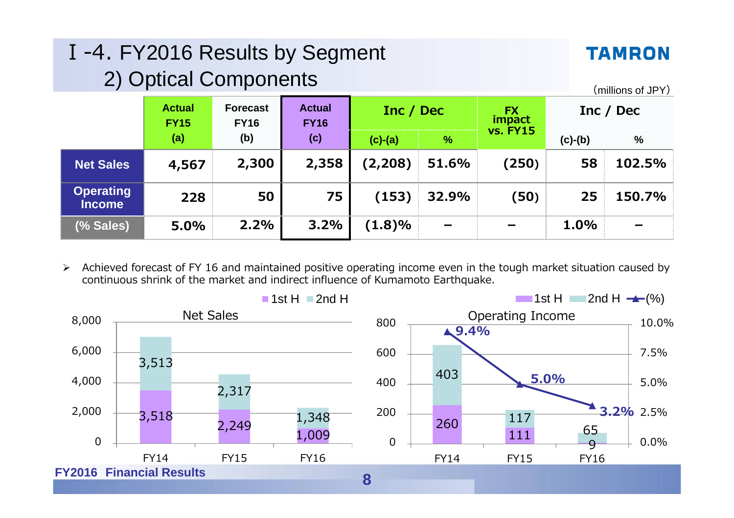# Ⅰ-4. FY2016 Results by Segment
## 2) Optical Components

(millions of JPY)

| | Actual FY15 (a) | Forecast FY16 (b) | Actual FY16 (c) | Inc / Dec (c)-(a) | Inc / Dec % | FX impact vs. FY15 | Inc / Dec (c)-(b) | Inc / Dec % |
|---|---|---|---|---|---|---|---|---|
| Net Sales | 4,567 | 2,300 | 2,358 | (2,208) | 51.6% | (250) | 58 | 102.5% |
| Operating Income | 228 | 50 | 75 | (153) | 32.9% | (50) | 25 | 150.7% |
| (% Sales) | 5.0% | 2.2% | 3.2% | (1.8)% | – | – | 1.0% | – |

- Achieved forecast of FY 16 and maintained positive operating income even in the tough market situation caused by continuous shrink of the market and indirect influence of Kumamoto Earthquake.

**Net Sales**

| | 1st H | 2nd H |
|---|---|---|
| FY14 | 3,518 | 3,513 |
| FY15 | 2,249 | 2,317 |
| FY16 | 1,009 | 1,348 |

**Operating Income**

| | 1st H | 2nd H | (%) |
|---|---|---|---|
| FY14 | 260 | 403 | 9.4% |
| FY15 | 111 | 117 | 5.0% |
| FY16 | 9 | 65 | 3.2% |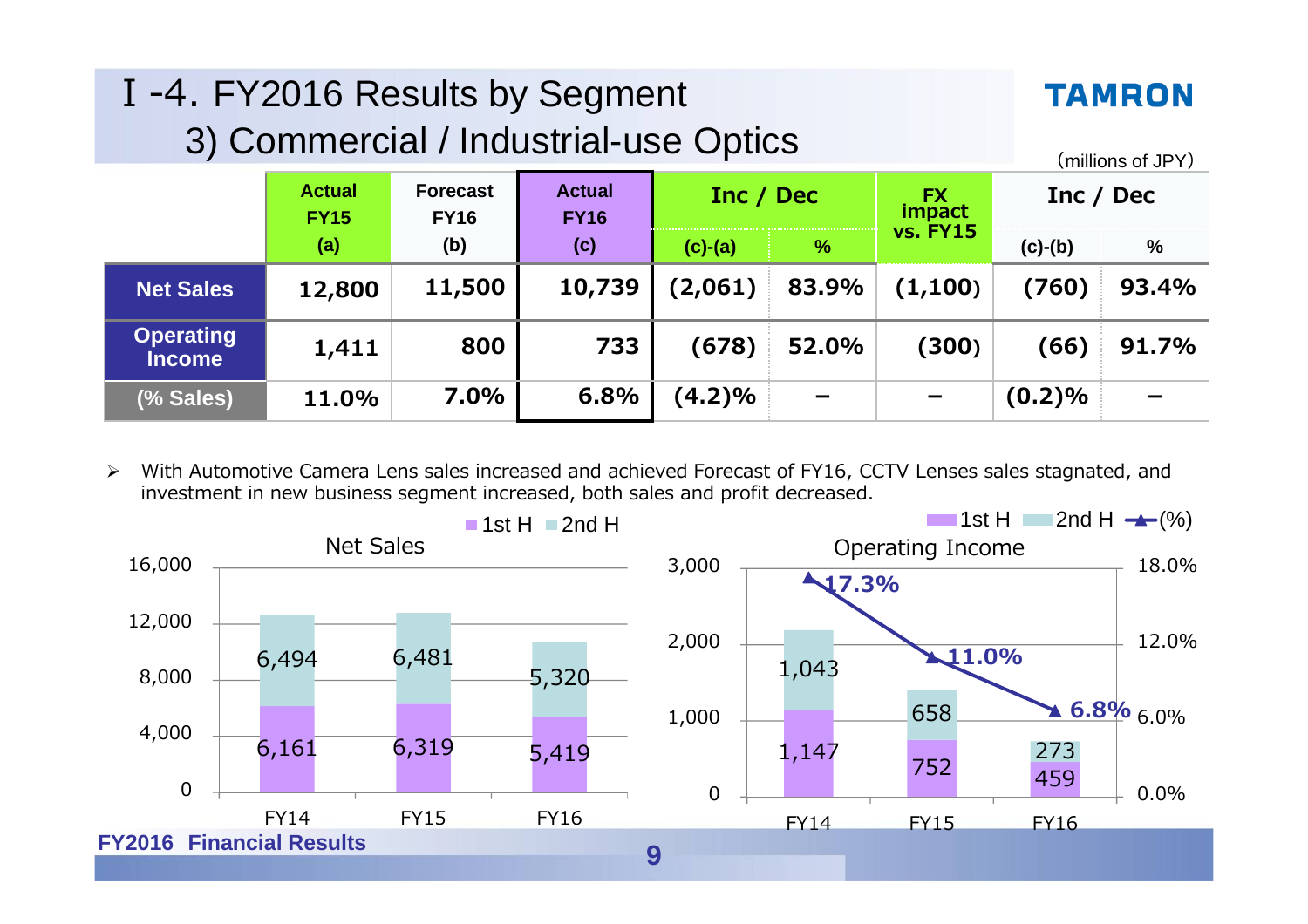# Ⅰ-4. FY2016 Results by Segment
## 3) Commercial / Industrial-use Optics

(millions of JPY)

| | Actual FY15 (a) | Forecast FY16 (b) | Actual FY16 (c) | Inc / Dec (c)-(a) | Inc / Dec % | FX impact vs. FY15 | Inc / Dec (c)-(b) | Inc / Dec % |
|---|---|---|---|---|---|---|---|---|
| Net Sales | 12,800 | 11,500 | 10,739 | (2,061) | 83.9% | (1,100) | (760) | 93.4% |
| Operating Income | 1,411 | 800 | 733 | (678) | 52.0% | (300) | (66) | 91.7% |
| (% Sales) | 11.0% | 7.0% | 6.8% | (4.2)% | – | – | (0.2)% | – |

- With Automotive Camera Lens sales increased and achieved Forecast of FY16, CCTV Lenses sales stagnated, and investment in new business segment increased, both sales and profit decreased.

**Net Sales**

| | FY14 | FY15 | FY16 |
|---|---|---|---|
| 1st H | 6,161 | 6,319 | 5,419 |
| 2nd H | 6,494 | 6,481 | 5,320 |

**Operating Income**

| | FY14 | FY15 | FY16 |
|---|---|---|---|
| 1st H | 1,147 | 752 | 459 |
| 2nd H | 1,043 | 658 | 273 |
| (%) | 17.3% | 11.0% | 6.8% |

FY2016 Financial Results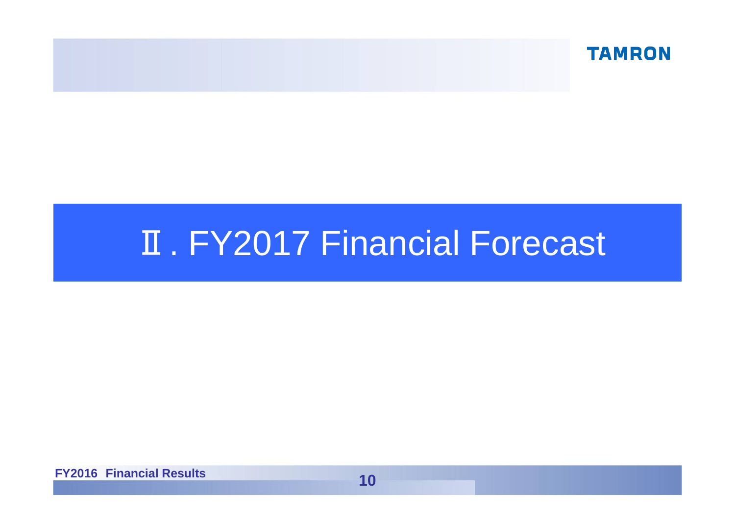# Ⅱ. FY2017 Financial Forecast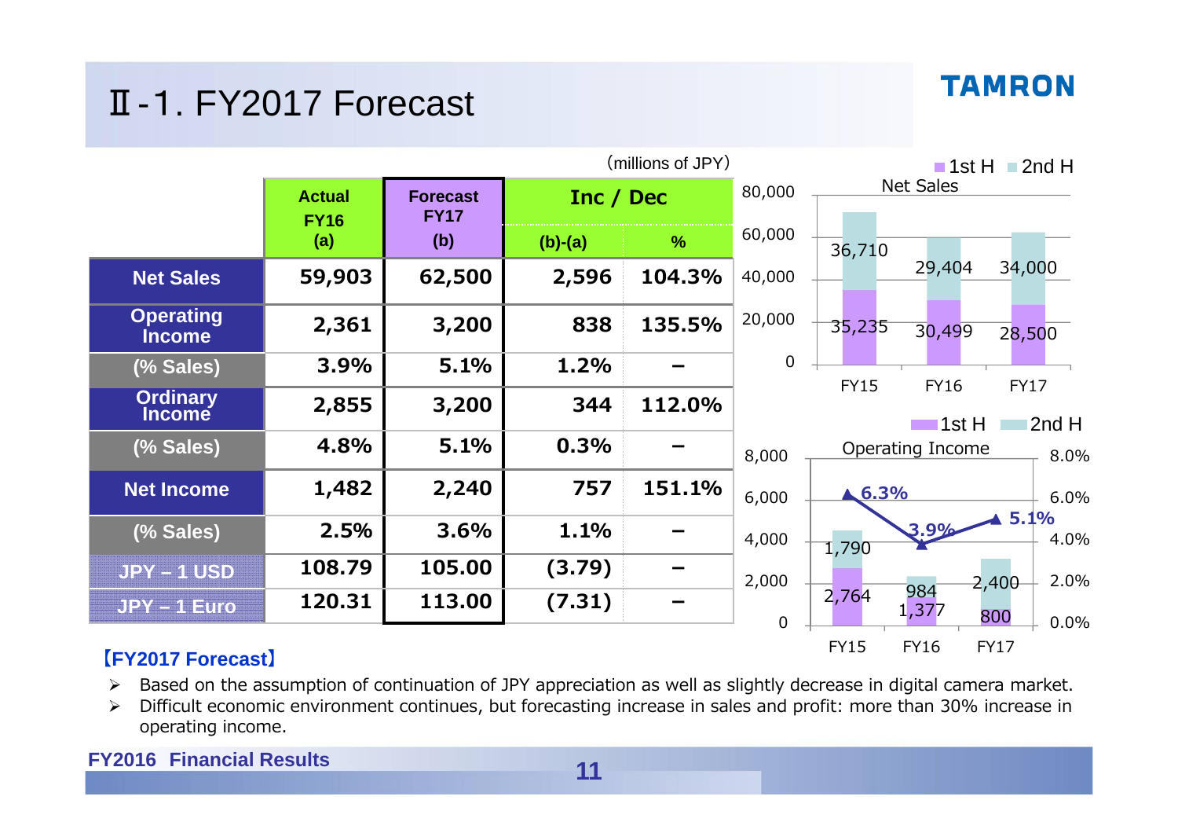# Ⅱ-1. FY2017 Forecast

(millions of JPY)

| | Actual FY16 (a) | Forecast FY17 (b) | Inc / Dec (b)-(a) | Inc / Dec % |
|---|---|---|---|---|
| Net Sales | 59,903 | 62,500 | 2,596 | 104.3% |
| Operating Income | 2,361 | 3,200 | 838 | 135.5% |
| (% Sales) | 3.9% | 5.1% | 1.2% | – |
| Ordinary Income | 2,855 | 3,200 | 344 | 112.0% |
| (% Sales) | 4.8% | 5.1% | 0.3% | – |
| Net Income | 1,482 | 2,240 | 757 | 151.1% |
| (% Sales) | 2.5% | 3.6% | 1.1% | – |
| JPY – 1 USD | 108.79 | 105.00 | (3.79) | – |
| JPY – 1 Euro | 120.31 | 113.00 | (7.31) | – |

**Net Sales**

| | FY15 | FY16 | FY17 |
|---|---|---|---|
| 1st H | 35,235 | 30,499 | 28,500 |
| 2nd H | 36,710 | 29,404 | 34,000 |

**Operating Income**

| | FY15 | FY16 | FY17 |
|---|---|---|---|
| 1st H | 2,764 | 1,377 | 800 |
| 2nd H | 1,790 | 984 | 2,400 |
| % Sales | 6.3% | 3.9% | 5.1% |

**【FY2017 Forecast】**

- Based on the assumption of continuation of JPY appreciation as well as slightly decrease in digital camera market.
- Difficult economic environment continues, but forecasting increase in sales and profit: more than 30% increase in operating income.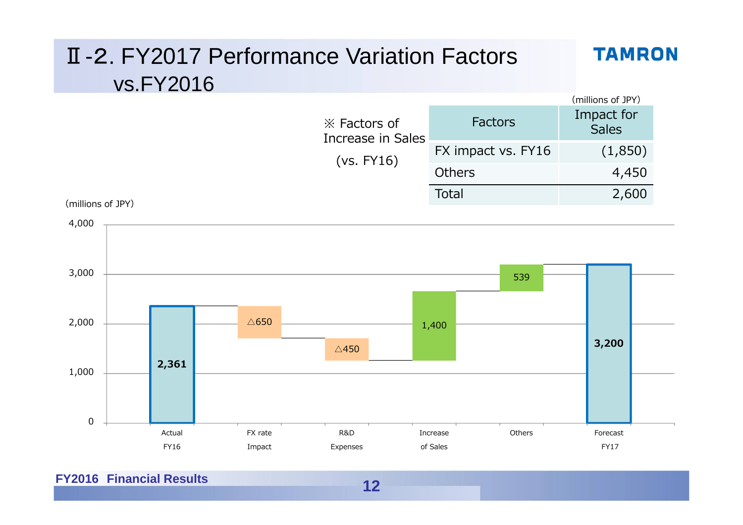# Ⅱ-2. FY2017 Performance Variation Factors vs.FY2016

※ Factors of Increase in Sales (vs. FY16)

(millions of JPY)

| Factors | Impact for Sales |
|---|---|
| FX impact vs. FY16 | (1,850) |
| Others | 4,450 |
| Total | 2,600 |

(millions of JPY)

| Item | Value |
|---|---|
| Actual FY16 | 2,361 |
| FX rate Impact | △650 |
| R&D Expenses | △450 |
| Increase of Sales | 1,400 |
| Others | 539 |
| Forecast FY17 | 3,200 |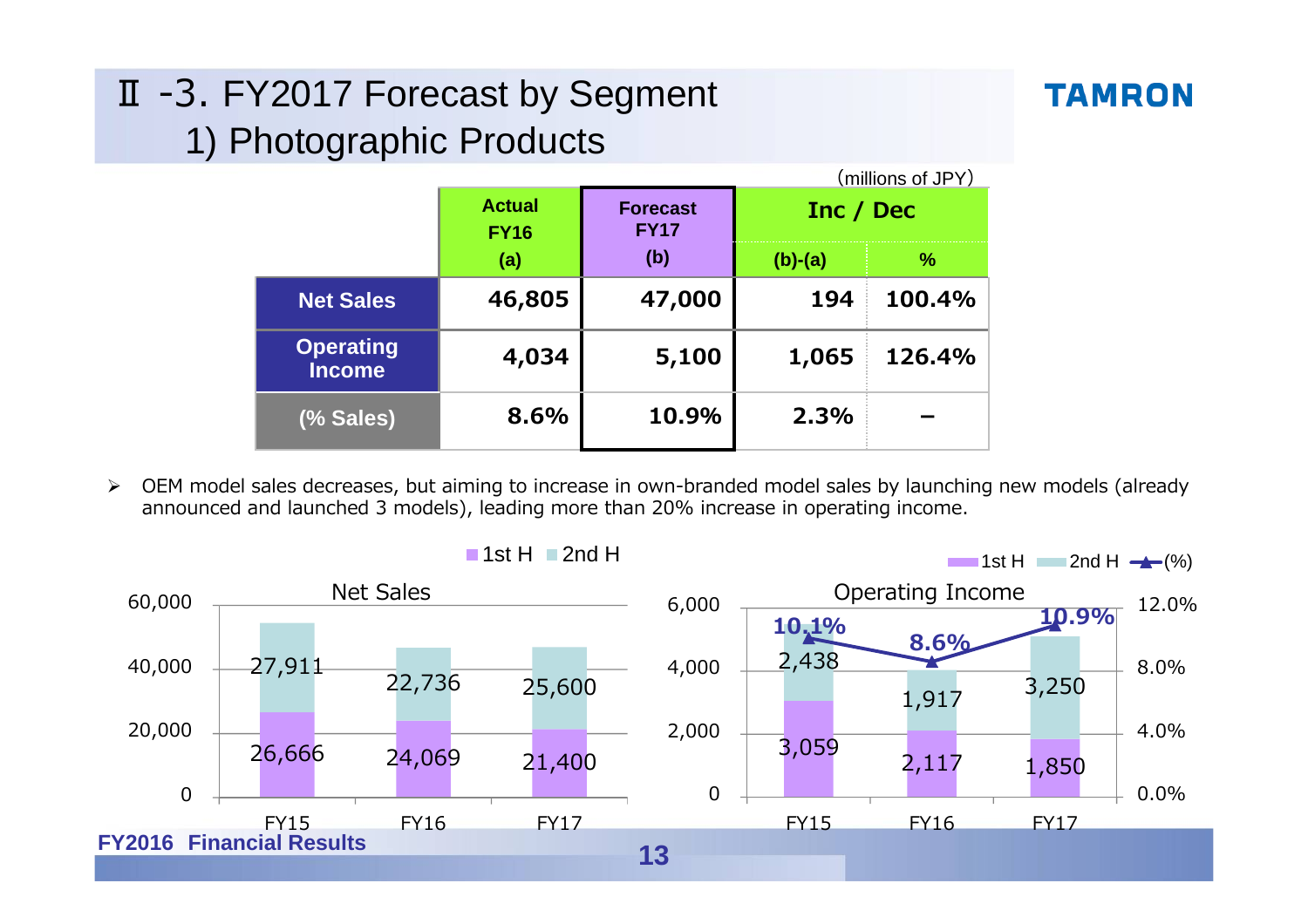# Ⅱ -3. FY2017 Forecast by Segment
## 1) Photographic Products

(millions of JPY)

| | Actual FY16 (a) | Forecast FY17 (b) | Inc / Dec (b)-(a) | Inc / Dec % |
|---|---|---|---|---|
| Net Sales | 46,805 | 47,000 | 194 | 100.4% |
| Operating Income | 4,034 | 5,100 | 1,065 | 126.4% |
| (% Sales) | 8.6% | 10.9% | 2.3% | – |

- OEM model sales decreases, but aiming to increase in own-branded model sales by launching new models (already announced and launched 3 models), leading more than 20% increase in operating income.

**Net Sales**

| | FY15 | FY16 | FY17 |
|---|---|---|---|
| 1st H | 26,666 | 24,069 | 21,400 |
| 2nd H | 27,911 | 22,736 | 25,600 |

**Operating Income**

| | FY15 | FY16 | FY17 |
|---|---|---|---|
| 1st H | 3,059 | 2,117 | 1,850 |
| 2nd H | 2,438 | 1,917 | 3,250 |
| (%) | 10.1% | 8.6% | 10.9% |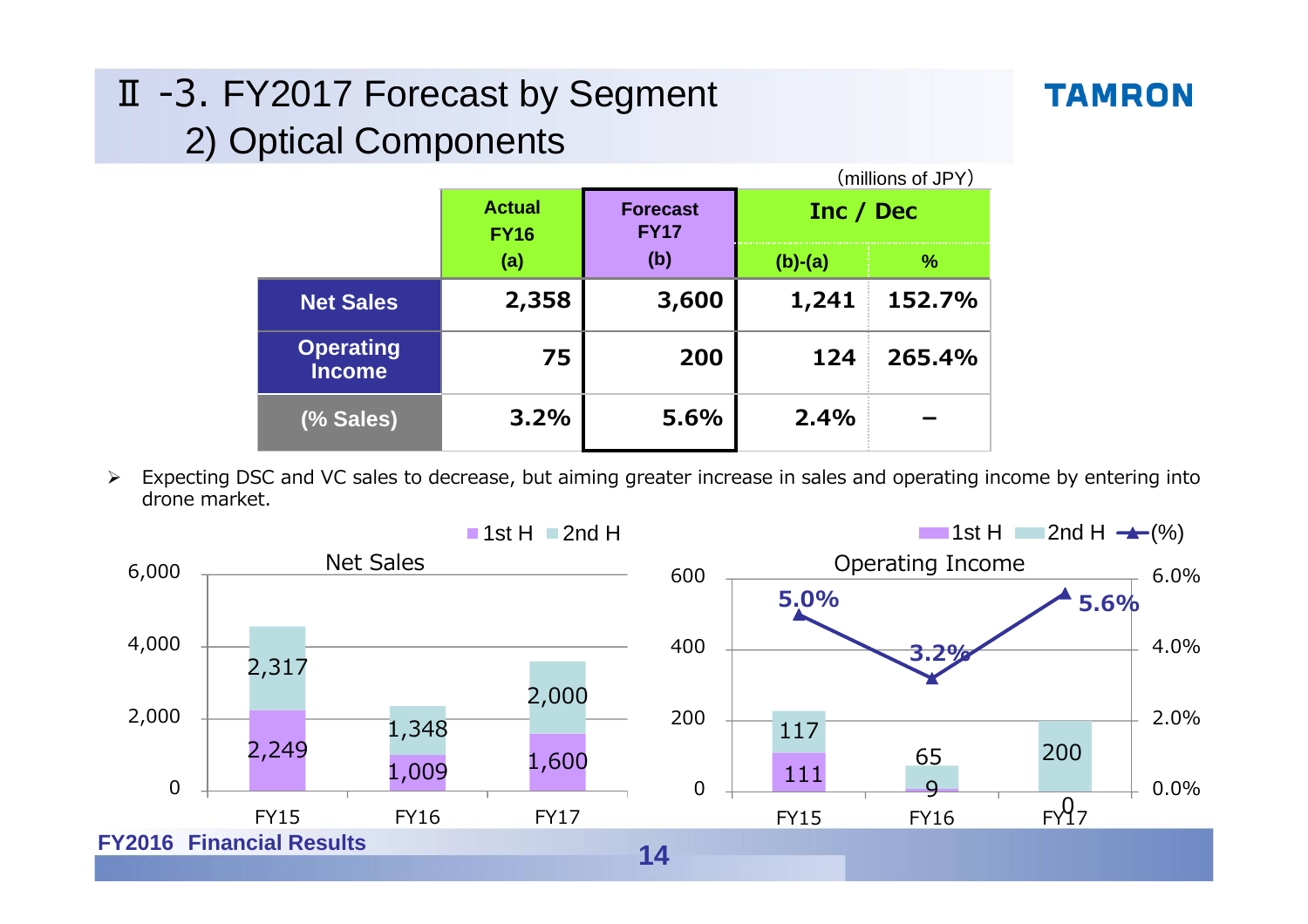# Ⅱ -3. FY2017 Forecast by Segment
## 2) Optical Components

TAMRON

(millions of JPY)

| | Actual FY16 (a) | Forecast FY17 (b) | Inc / Dec (b)-(a) | Inc / Dec % |
|---|---|---|---|---|
| Net Sales | 2,358 | 3,600 | 1,241 | 152.7% |
| Operating Income | 75 | 200 | 124 | 265.4% |
| (% Sales) | 3.2% | 5.6% | 2.4% | – |

➢ Expecting DSC and VC sales to decrease, but aiming greater increase in sales and operating income by entering into drone market.

**Net Sales**

| | FY15 | FY16 | FY17 |
|---|---|---|---|
| 1st H | 2,249 | 1,009 | 1,600 |
| 2nd H | 2,317 | 1,348 | 2,000 |

**Operating Income**

| | FY15 | FY16 | FY17 |
|---|---|---|---|
| 1st H | 111 | 9 | 0 |
| 2nd H | 117 | 65 | 200 |
| (%) | 5.0% | 3.2% | 5.6% |

FY2016 Financial Results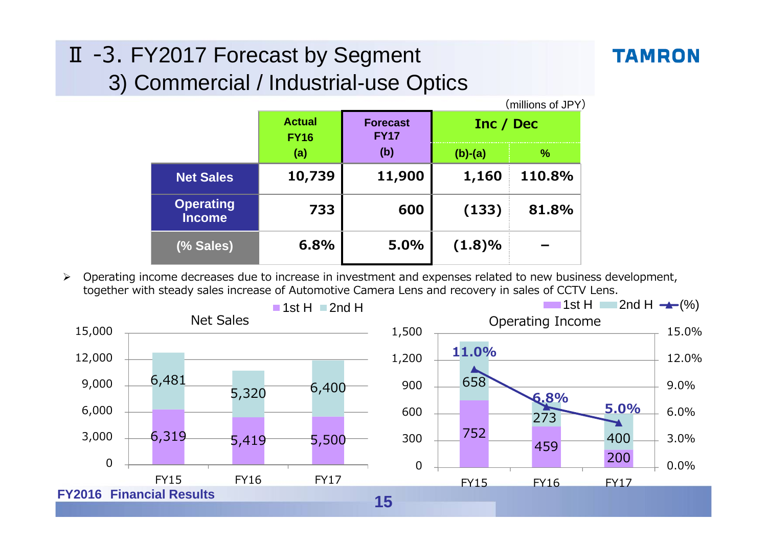# Ⅱ -3. FY2017 Forecast by Segment
## 3) Commercial / Industrial-use Optics

(millions of JPY)

| | Actual FY16 (a) | Forecast FY17 (b) | Inc / Dec (b)-(a) | % |
|---|---|---|---|---|
| Net Sales | 10,739 | 11,900 | 1,160 | 110.8% |
| Operating Income | 733 | 600 | (133) | 81.8% |
| (% Sales) | 6.8% | 5.0% | (1.8)% | – |

- Operating income decreases due to increase in investment and expenses related to new business development, together with steady sales increase of Automotive Camera Lens and recovery in sales of CCTV Lens.

**Net Sales**

| | 1st H | 2nd H |
|---|---|---|
| FY15 | 6,319 | 6,481 |
| FY16 | 5,419 | 5,320 |
| FY17 | 5,500 | 6,400 |

**Operating Income**

| | 1st H | 2nd H | (%) |
|---|---|---|---|
| FY15 | 752 | 658 | 11.0% |
| FY16 | 459 | 273 | 6.8% |
| FY17 | 200 | 400 | 5.0% |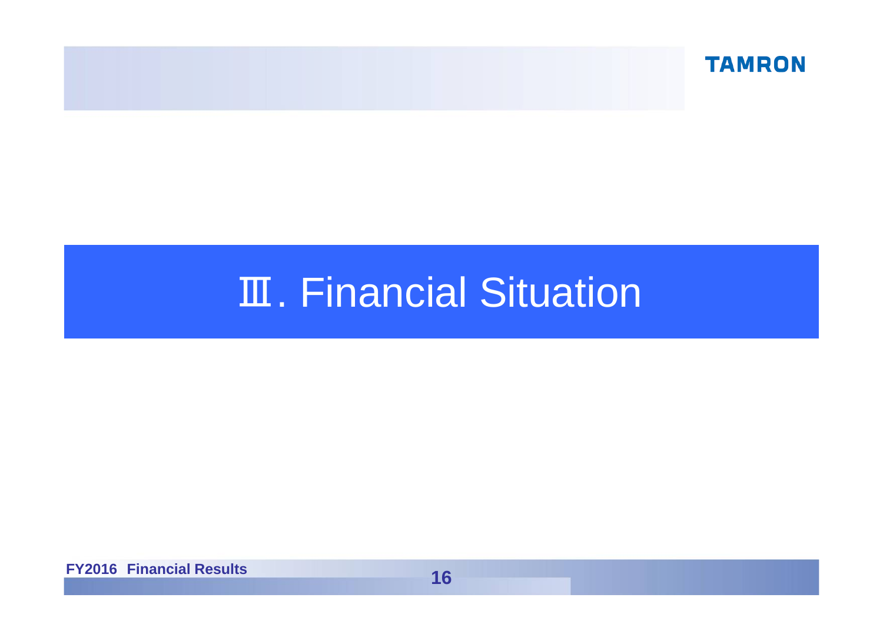# Ⅲ. Financial Situation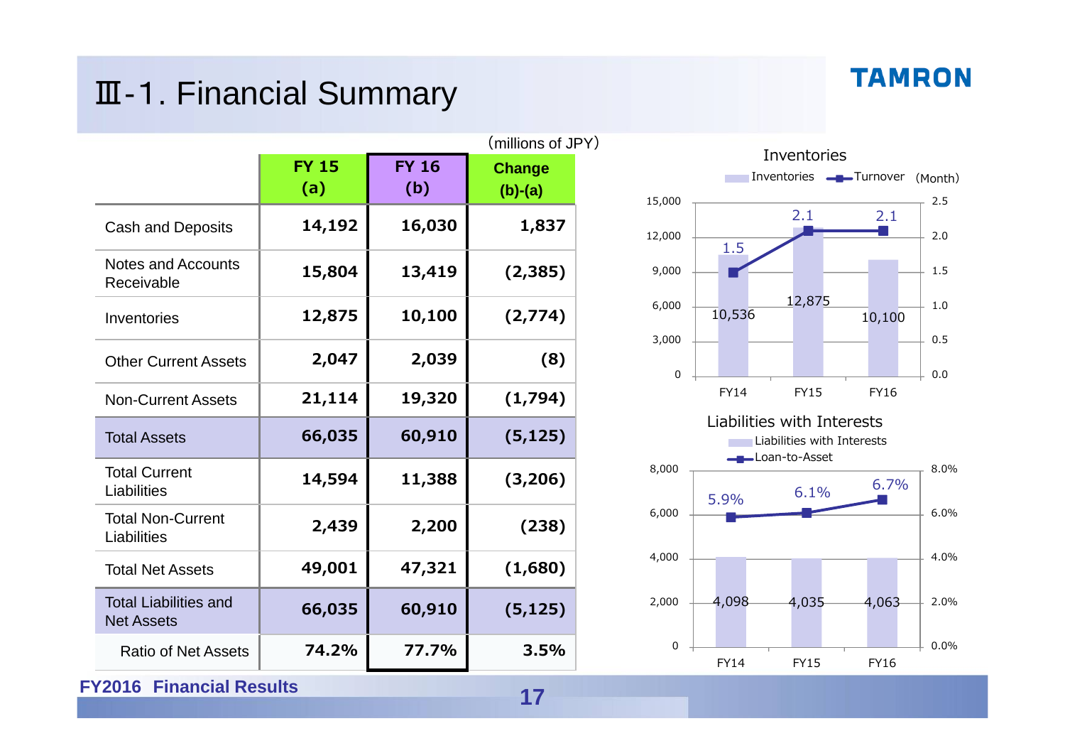# Ⅲ-1. Financial Summary

(millions of JPY)

| | FY 15 (a) | FY 16 (b) | Change (b)-(a) |
|---|---|---|---|
| Cash and Deposits | 14,192 | 16,030 | 1,837 |
| Notes and Accounts Receivable | 15,804 | 13,419 | (2,385) |
| Inventories | 12,875 | 10,100 | (2,774) |
| Other Current Assets | 2,047 | 2,039 | (8) |
| Non-Current Assets | 21,114 | 19,320 | (1,794) |
| Total Assets | 66,035 | 60,910 | (5,125) |
| Total Current Liabilities | 14,594 | 11,388 | (3,206) |
| Total Non-Current Liabilities | 2,439 | 2,200 | (238) |
| Total Net Assets | 49,001 | 47,321 | (1,680) |
| Total Liabilities and Net Assets | 66,035 | 60,910 | (5,125) |
| Ratio of Net Assets | 74.2% | 77.7% | 3.5% |

**Inventories**

| | FY14 | FY15 | FY16 |
|---|---|---|---|
| Inventories | 10,536 | 12,875 | 10,100 |
| Turnover (Month) | 1.5 | 2.1 | 2.1 |

**Liabilities with Interests**

| | FY14 | FY15 | FY16 |
|---|---|---|---|
| Liabilities with Interests | 4,098 | 4,035 | 4,063 |
| Loan-to-Asset | 5.9% | 6.1% | 6.7% |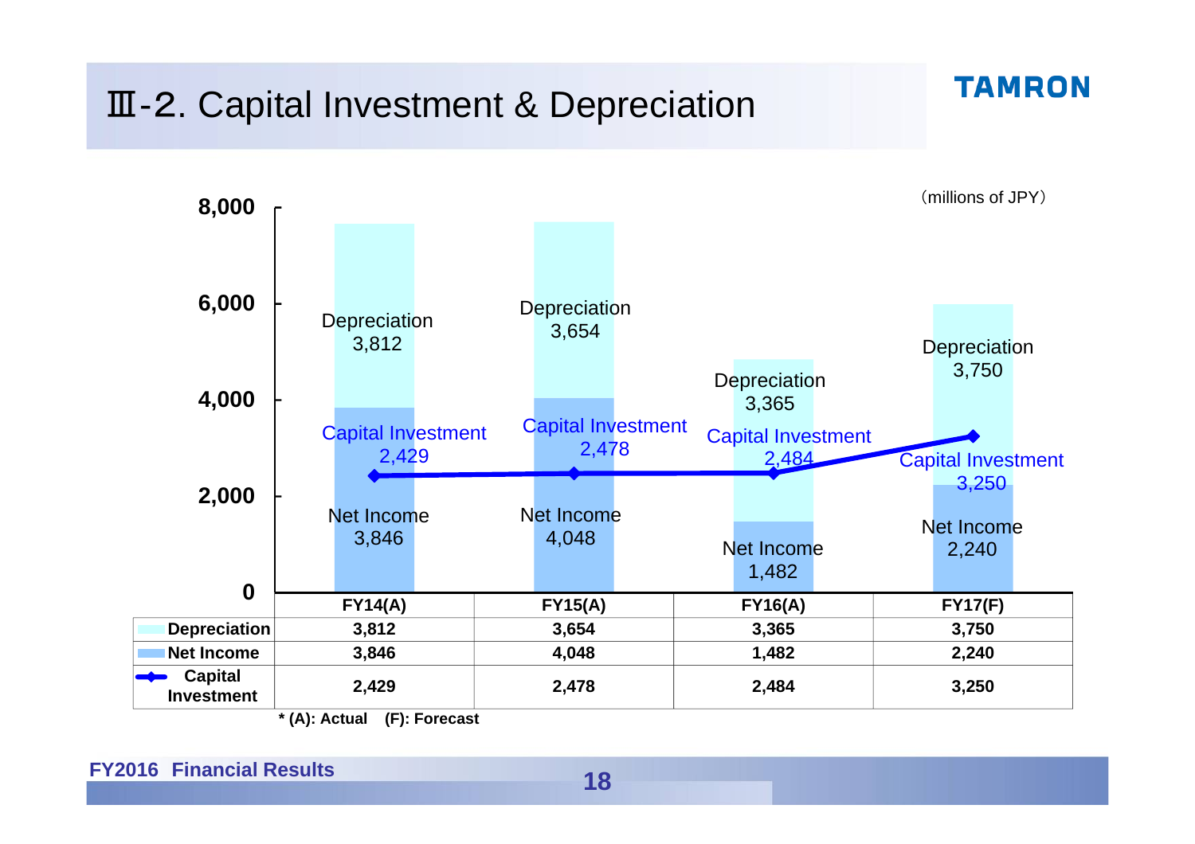# Ⅲ-2. Capital Investment & Depreciation

TAMRON

(millions of JPY)

| | FY14(A) | FY15(A) | FY16(A) | FY17(F) |
|---|---|---|---|---|
| Depreciation | 3,812 | 3,654 | 3,365 | 3,750 |
| Net Income | 3,846 | 4,048 | 1,482 | 2,240 |
| Capital Investment | 2,429 | 2,478 | 2,484 | 3,250 |

* (A): Actual (F): Forecast

**FY2016 Financial Results**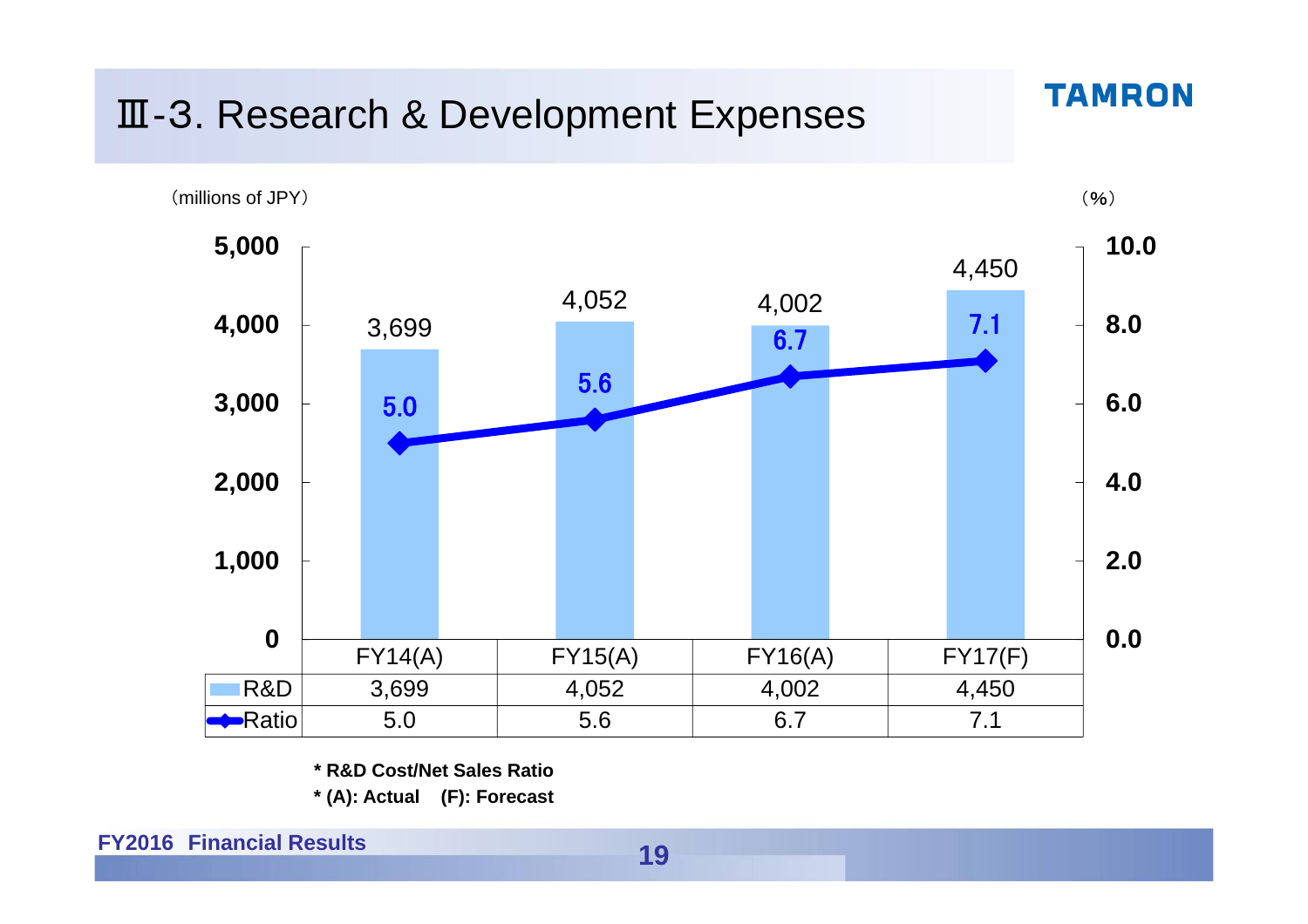# Ⅲ-3. Research & Development Expenses

（millions of JPY）　　（%）

| | FY14(A) | FY15(A) | FY16(A) | FY17(F) |
|---|---|---|---|---|
| R&D | 3,699 | 4,052 | 4,002 | 4,450 |
| Ratio | 5.0 | 5.6 | 6.7 | 7.1 |

**\* R&D Cost/Net Sales Ratio**

**\* (A): Actual　(F): Forecast**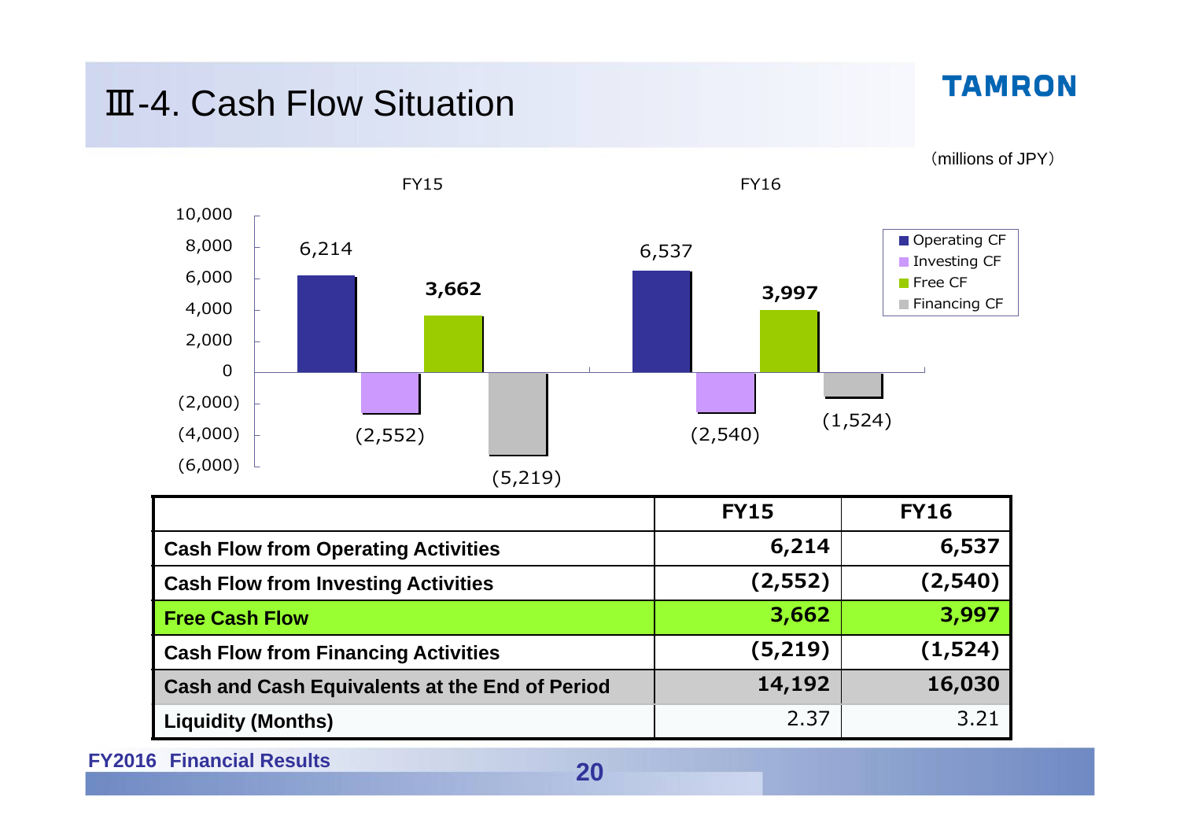# Ⅲ-4. Cash Flow Situation

(millions of JPY)

| | FY15 | FY16 |
|---|---|---|
| **Cash Flow from Operating Activities** | 6,214 | 6,537 |
| **Cash Flow from Investing Activities** | (2,552) | (2,540) |
| **Free Cash Flow** | 3,662 | 3,997 |
| **Cash Flow from Financing Activities** | (5,219) | (1,524) |
| **Cash and Cash Equivalents at the End of Period** | 14,192 | 16,030 |
| **Liquidity (Months)** | 2.37 | 3.21 |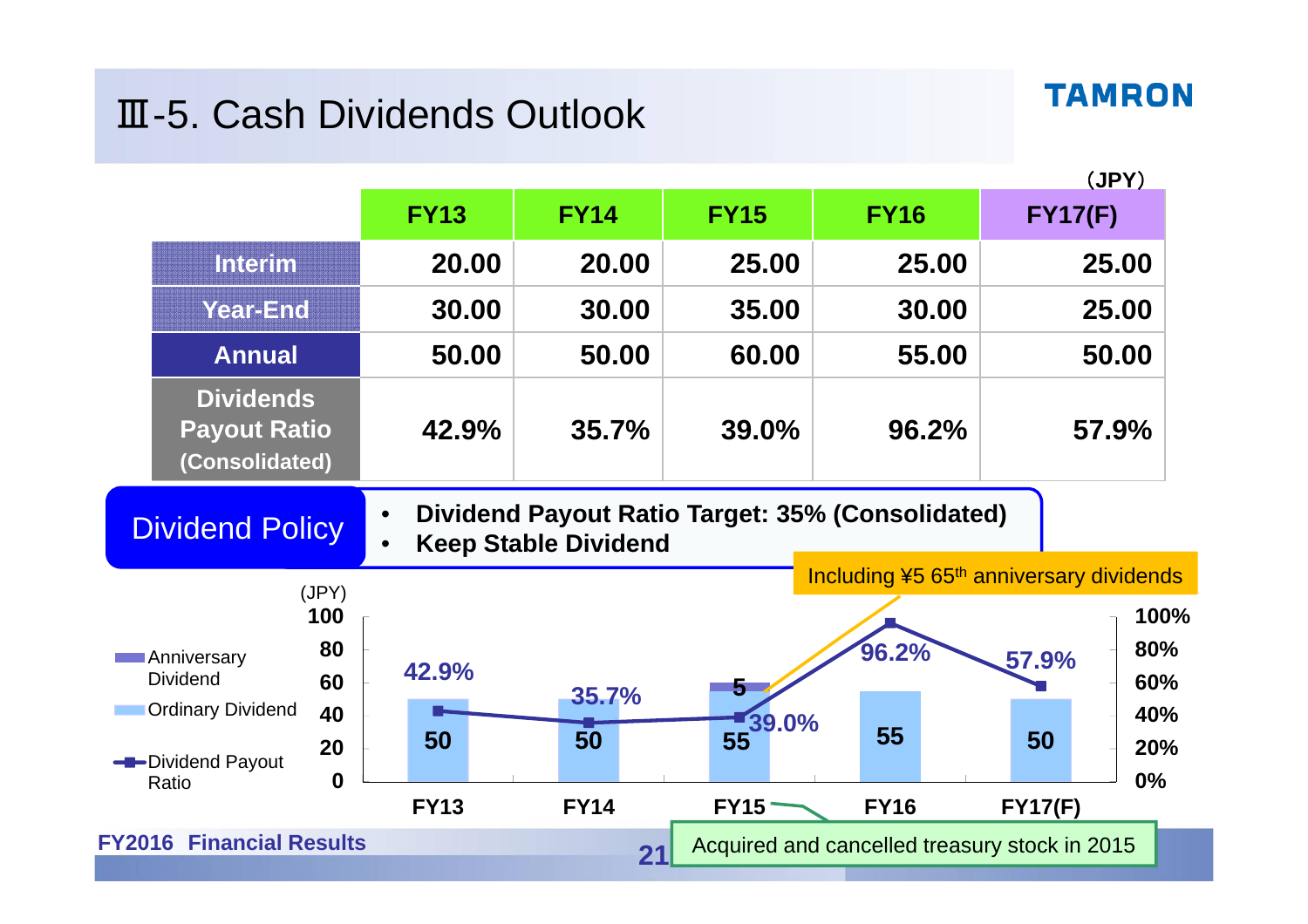# Ⅲ-5. Cash Dividends Outlook

(JPY)

| | FY13 | FY14 | FY15 | FY16 | FY17(F) |
|---|---|---|---|---|---|
| Interim | 20.00 | 20.00 | 25.00 | 25.00 | 25.00 |
| Year-End | 30.00 | 30.00 | 35.00 | 30.00 | 25.00 |
| Annual | 50.00 | 50.00 | 60.00 | 55.00 | 50.00 |
| Dividends Payout Ratio (Consolidated) | 42.9% | 35.7% | 39.0% | 96.2% | 57.9% |

**Dividend Policy**

- **Dividend Payout Ratio Target: 35% (Consolidated)**
- **Keep Stable Dividend**

Including ¥5 65th anniversary dividends

(JPY)

| | FY13 | FY14 | FY15 | FY16 | FY17(F) |
|---|---|---|---|---|---|
| Ordinary Dividend | 50 | 50 | 55 | 55 | 50 |
| Anniversary Dividend | | | 5 | | |
| Dividend Payout Ratio | 42.9% | 35.7% | 39.0% | 96.2% | 57.9% |

Acquired and cancelled treasury stock in 2015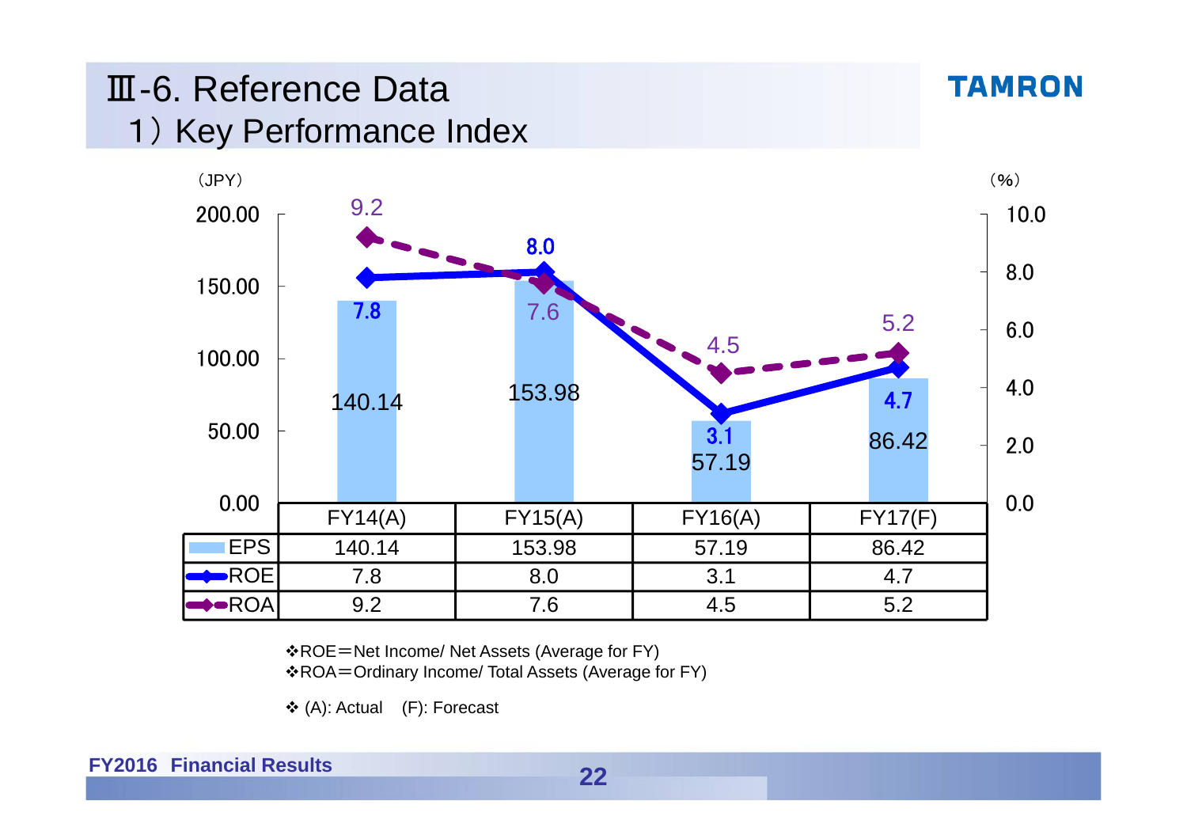# Ⅲ-6. Reference Data

## 1）Key Performance Index

（JPY） （%）

| | FY14(A) | FY15(A) | FY16(A) | FY17(F) |
|---|---|---|---|---|
| EPS | 140.14 | 153.98 | 57.19 | 86.42 |
| ROE | 7.8 | 8.0 | 3.1 | 4.7 |
| ROA | 9.2 | 7.6 | 4.5 | 5.2 |

❖ROE＝Net Income/ Net Assets (Average for FY)
❖ROA＝Ordinary Income/ Total Assets (Average for FY)

❖ (A): Actual (F): Forecast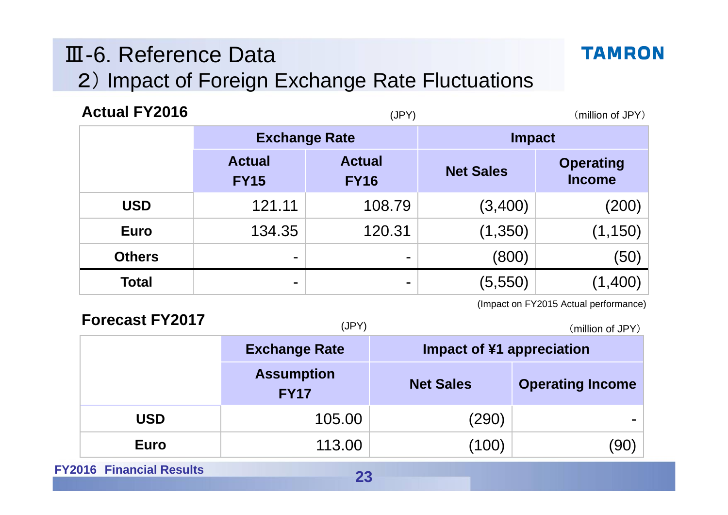# Ⅲ-6. Reference Data

## 2）Impact of Foreign Exchange Rate Fluctuations

### Actual FY2016

(JPY) （million of JPY）

| | Exchange Rate | | Impact | |
|---|---|---|---|---|
| | Actual FY15 | Actual FY16 | Net Sales | Operating Income |
| **USD** | 121.11 | 108.79 | (3,400) | (200) |
| **Euro** | 134.35 | 120.31 | (1,350) | (1,150) |
| **Others** | - | - | (800) | (50) |
| **Total** | - | - | (5,550) | (1,400) |

(Impact on FY2015 Actual performance)

### Forecast FY2017

(JPY) （million of JPY）

| | Exchange Rate | Impact of ¥1 appreciation | |
|---|---|---|---|
| | Assumption FY17 | Net Sales | Operating Income |
| **USD** | 105.00 | (290) | - |
| **Euro** | 113.00 | (100) | (90) |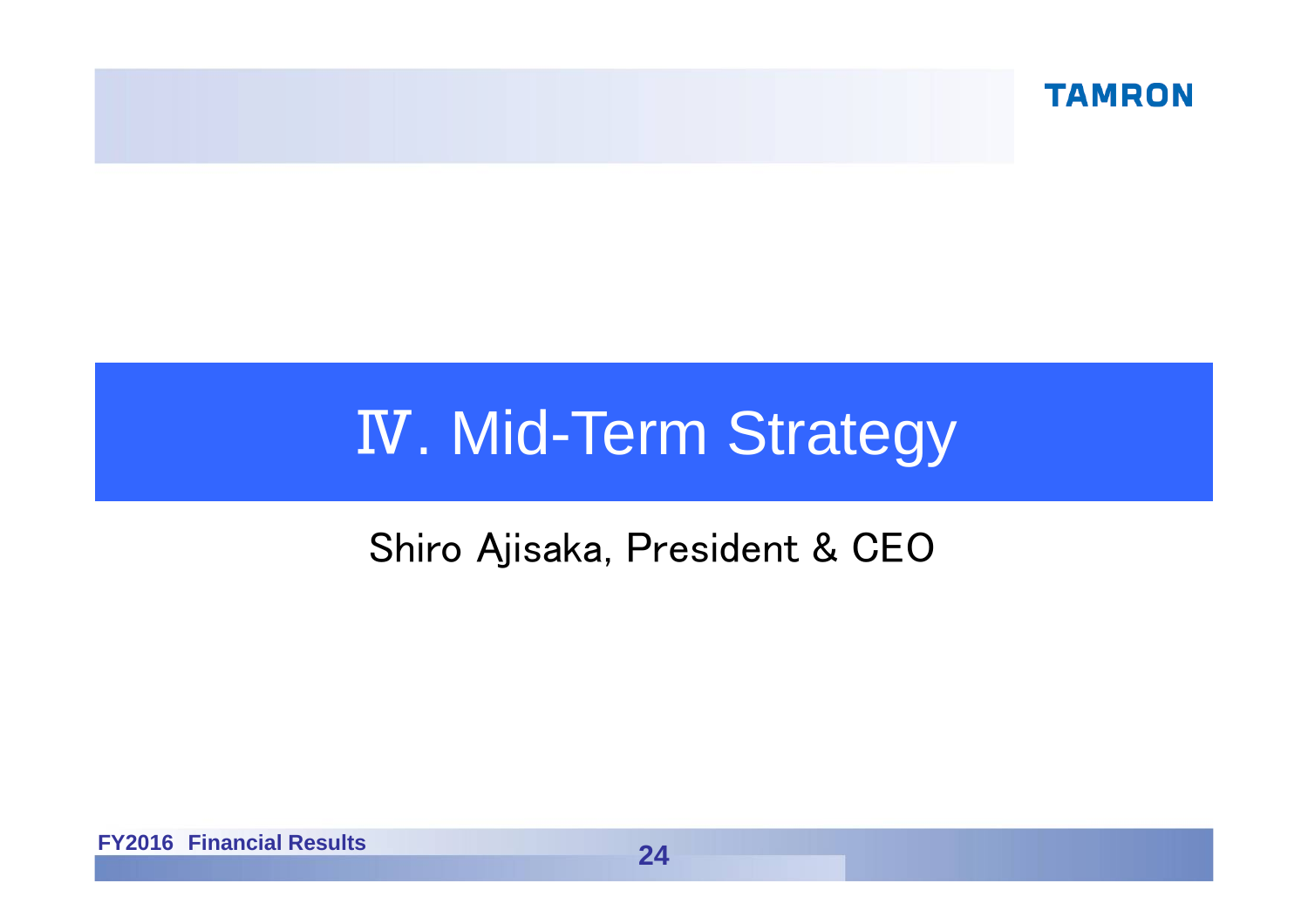# Ⅳ. Mid-Term Strategy

Shiro Ajisaka, President & CEO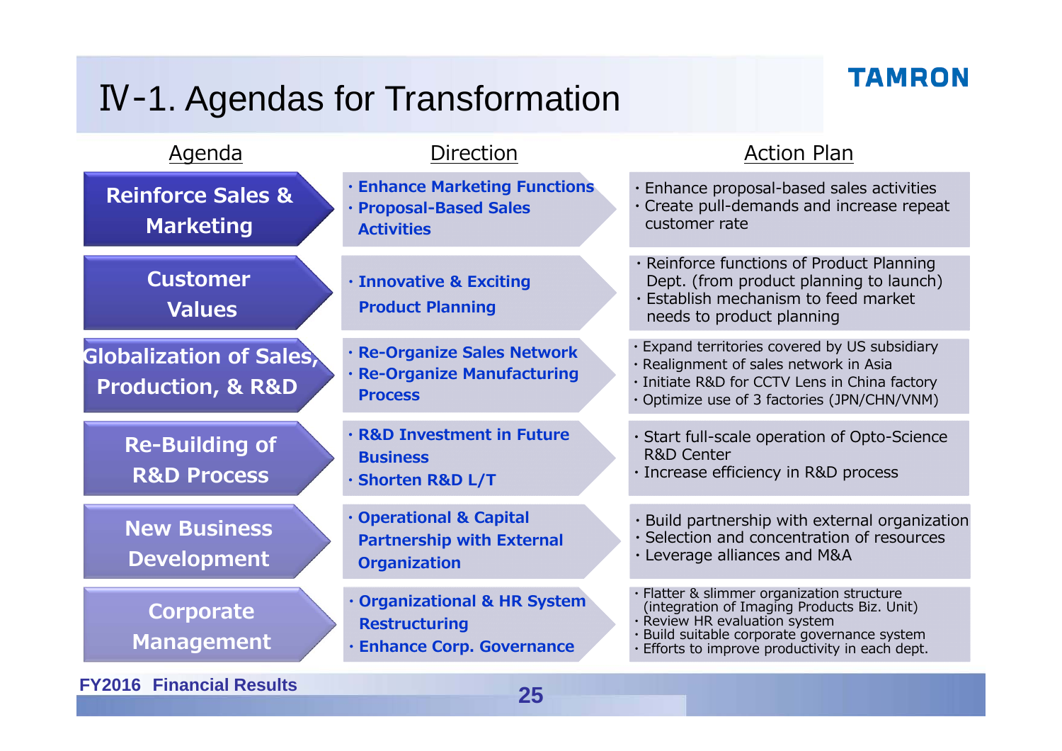# Ⅳ-1. Agendas for Transformation

| Agenda | Direction | Action Plan |
|---|---|---|
| **Reinforce Sales & Marketing** | · Enhance Marketing Functions<br>· Proposal-Based Sales Activities | · Enhance proposal-based sales activities<br>· Create pull-demands and increase repeat customer rate |
| **Customer Values** | · Innovative & Exciting Product Planning | · Reinforce functions of Product Planning Dept. (from product planning to launch)<br>· Establish mechanism to feed market needs to product planning |
| **Globalization of Sales, Production, & R&D** | · Re-Organize Sales Network<br>· Re-Organize Manufacturing Process | · Expand territories covered by US subsidiary<br>· Realignment of sales network in Asia<br>· Initiate R&D for CCTV Lens in China factory<br>· Optimize use of 3 factories (JPN/CHN/VNM) |
| **Re-Building of R&D Process** | · R&D Investment in Future Business<br>· Shorten R&D L/T | · Start full-scale operation of Opto-Science R&D Center<br>· Increase efficiency in R&D process |
| **New Business Development** | · Operational & Capital Partnership with External Organization | · Build partnership with external organization<br>· Selection and concentration of resources<br>· Leverage alliances and M&A |
| **Corporate Management** | · Organizational & HR System Restructuring<br>· Enhance Corp. Governance | · Flatter & slimmer organization structure (integration of Imaging Products Biz. Unit)<br>· Review HR evaluation system<br>· Build suitable corporate governance system<br>· Efforts to improve productivity in each dept. |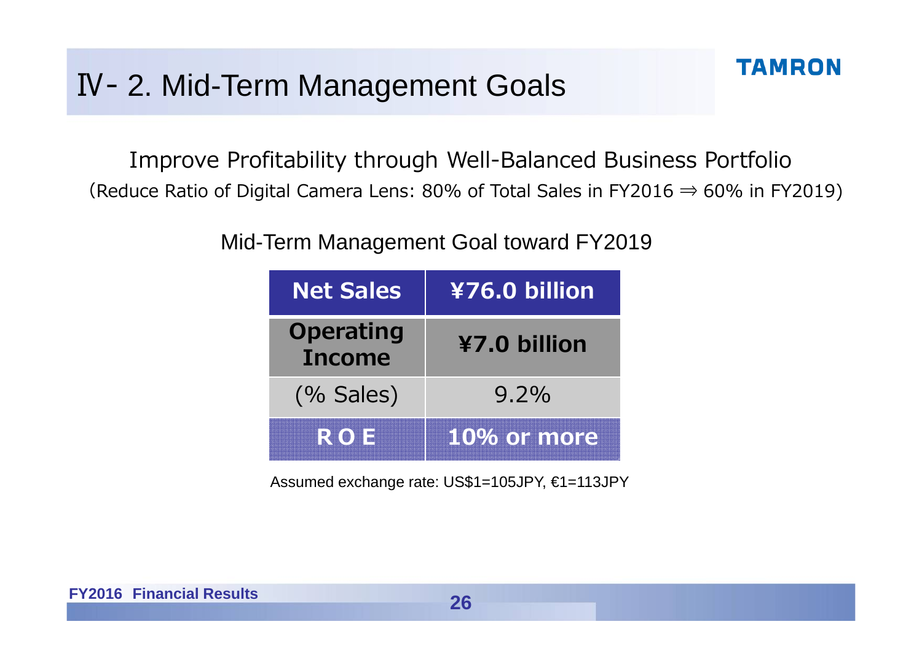# Ⅳ- 2. Mid-Term Management Goals

Improve Profitability through Well-Balanced Business Portfolio

(Reduce Ratio of Digital Camera Lens: 80% of Total Sales in FY2016 ⇒ 60% in FY2019)

Mid-Term Management Goal toward FY2019

| Net Sales | ¥76.0 billion |
|---|---|
| Operating Income | ¥7.0 billion |
| (% Sales) | 9.2% |
| ROE | 10% or more |

Assumed exchange rate: US$1=105JPY, €1=113JPY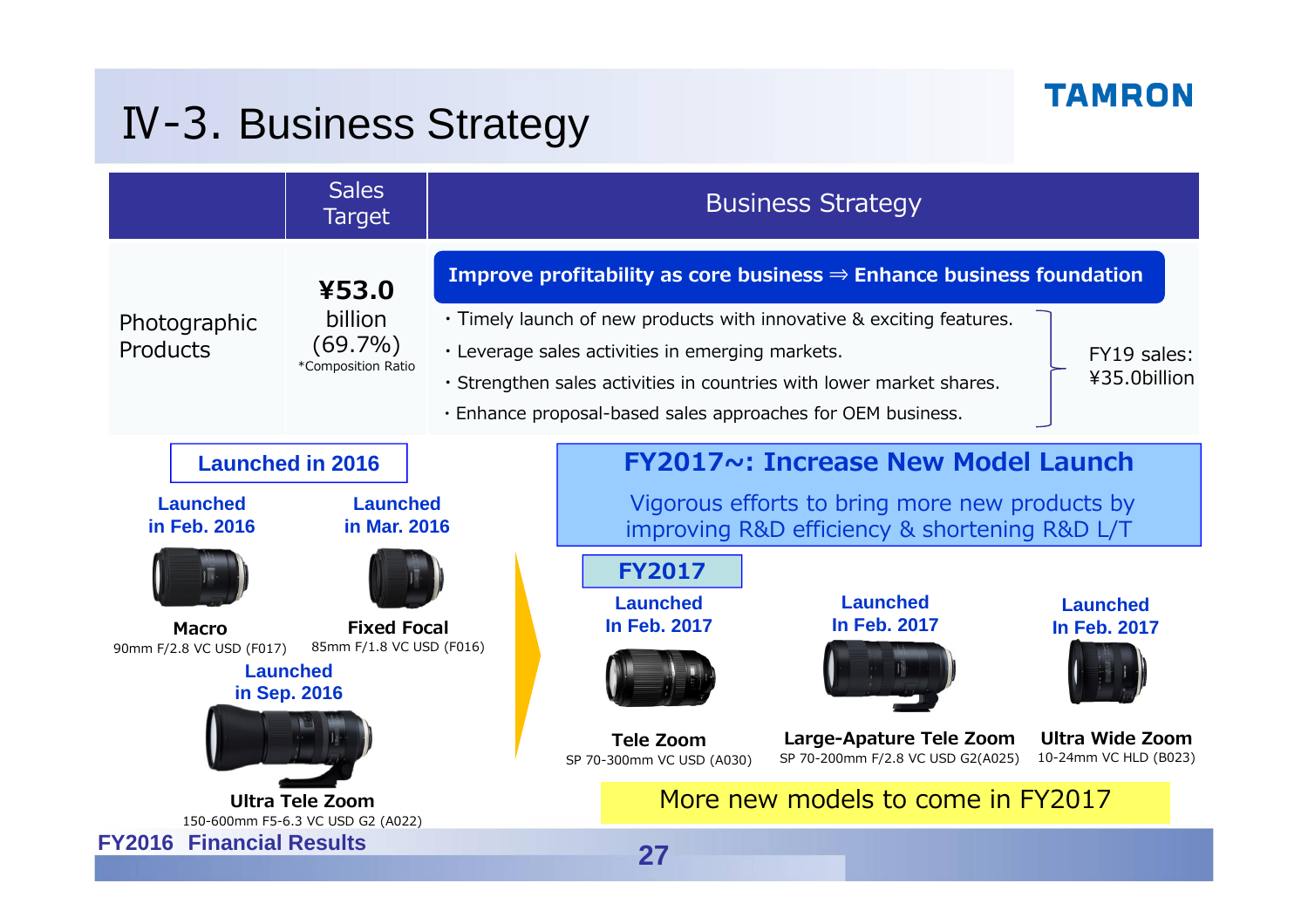# Ⅳ-3. Business Strategy

| | Sales Target | Business Strategy |
|---|---|---|
| Photographic Products | **¥53.0** billion (69.7%) *Composition Ratio | **Improve profitability as core business ⇒ Enhance business foundation**<br>・Timely launch of new products with innovative & exciting features.<br>・Leverage sales activities in emerging markets.<br>・Strengthen sales activities in countries with lower market shares.<br>・Enhance proposal-based sales approaches for OEM business.<br>FY19 sales: ¥35.0billion |

## Launched in 2016

**Launched in Feb. 2016**
**Macro**
90mm F/2.8 VC USD (F017)

**Launched in Mar. 2016**
**Fixed Focal**
85mm F/1.8 VC USD (F016)

**Launched in Sep. 2016**
**Ultra Tele Zoom**
150-600mm F5-6.3 VC USD G2 (A022)

## FY2017~: Increase New Model Launch

Vigorous efforts to bring more new products by improving R&D efficiency & shortening R&D L/T

### FY2017

**Launched In Feb. 2017**
**Tele Zoom**
SP 70-300mm VC USD (A030)

**Launched In Feb. 2017**
**Large-Apature Tele Zoom**
SP 70-200mm F/2.8 VC USD G2(A025)

**Launched In Feb. 2017**
**Ultra Wide Zoom**
10-24mm VC HLD (B023)

More new models to come in FY2017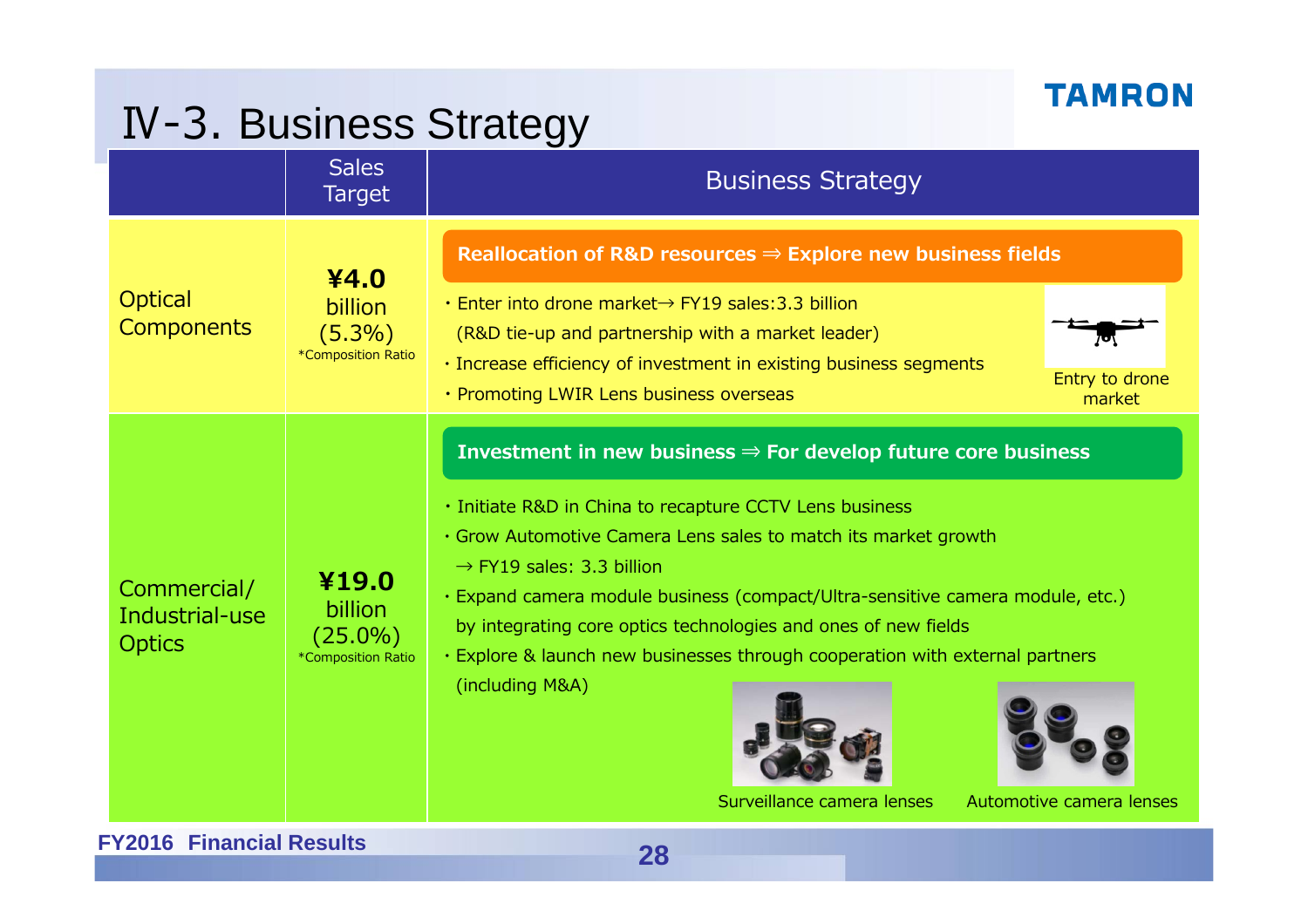# Ⅳ-3. Business Strategy

| | Sales Target | Business Strategy |
|---|---|---|
| Optical Components | **¥4.0** billion (5.3%) *Composition Ratio | **Reallocation of R&D resources ⇒ Explore new business fields**<br>・Enter into drone market→ FY19 sales:3.3 billion (R&D tie-up and partnership with a market leader)<br>・Increase efficiency of investment in existing business segments<br>・Promoting LWIR Lens business overseas<br>Entry to drone market |
| Commercial/ Industrial-use Optics | **¥19.0** billion (25.0%) *Composition Ratio | **Investment in new business ⇒ For develop future core business**<br>・Initiate R&D in China to recapture CCTV Lens business<br>・Grow Automotive Camera Lens sales to match its market growth → FY19 sales: 3.3 billion<br>・Expand camera module business (compact/Ultra-sensitive camera module, etc.) by integrating core optics technologies and ones of new fields<br>・Explore & launch new businesses through cooperation with external partners (including M&A)<br>Surveillance camera lenses<br>Automotive camera lenses |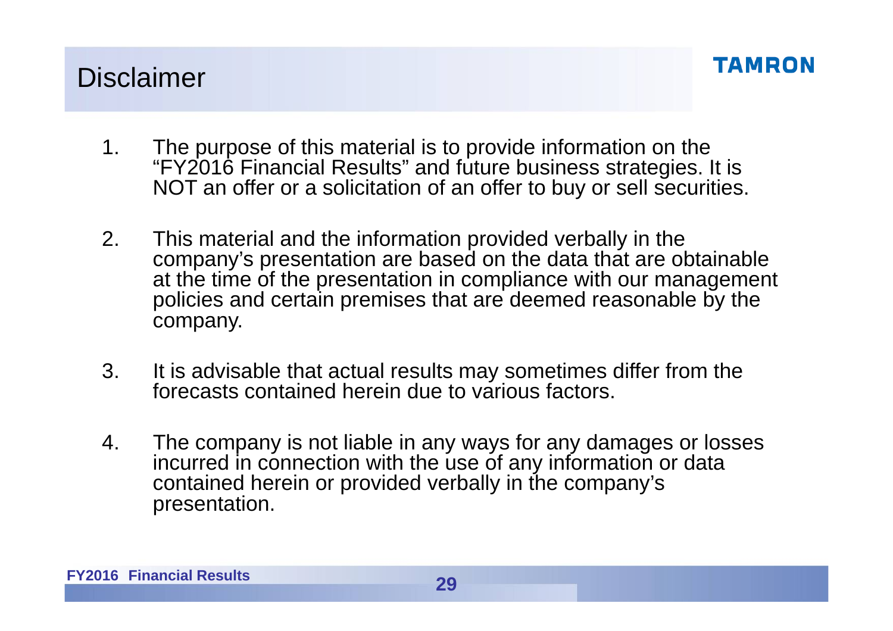# Disclaimer

TAMRON

1. The purpose of this material is to provide information on the "FY2016 Financial Results" and future business strategies. It is NOT an offer or a solicitation of an offer to buy or sell securities.

2. This material and the information provided verbally in the company's presentation are based on the data that are obtainable at the time of the presentation in compliance with our management policies and certain premises that are deemed reasonable by the company.

3. It is advisable that actual results may sometimes differ from the forecasts contained herein due to various factors.

4. The company is not liable in any ways for any damages or losses incurred in connection with the use of any information or data contained herein or provided verbally in the company's presentation.